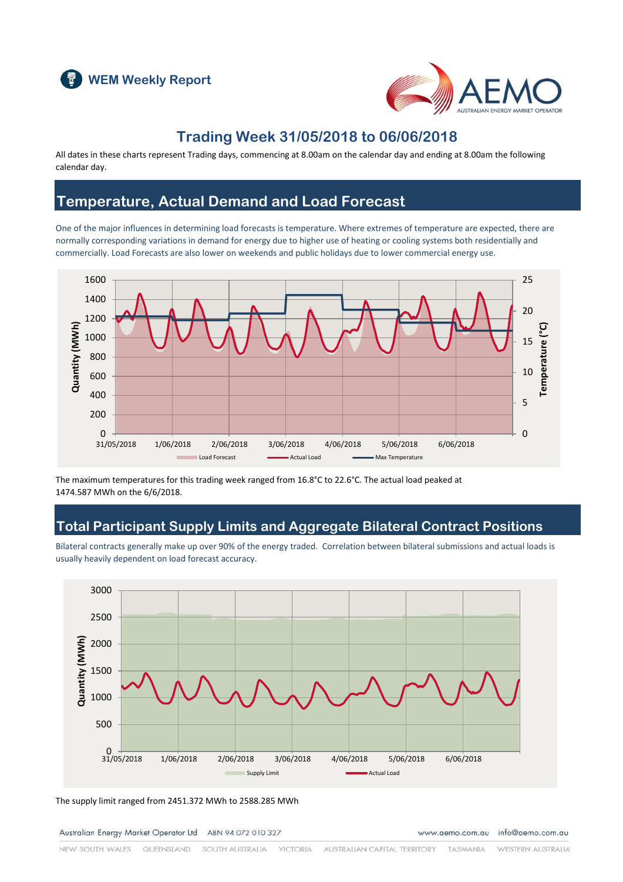WEM Weekly Report

# Trading Week 31/05/2018 to 06/06/2018

All dates in these charts represent Trading days, commencing at 8.00am on the calendar day and ending at 8.00am the following calendar day.

## Temperature, Actual Demand and Load Forecast

One of the major influences in determining load forecasts is temperature. Where extremes of temperature are expected, there are normally corresponding variations in demand for energy due to higher use of heating or cooling systems both residentially and commercially. Load Forecasts are also lower on weekends and public holidays due to lower commercial energy use.

The maximum temperatures for this trading week ranged from 16.8°C to 22.6°C. The actual load peaked at 1474.587 MWh on the 6/6/2018.

## Total Participant Supply Limits and Aggregate Bilateral Contract Positions

Bilateral contracts generally make up over 90% of the energy traded. Correlation between bilateral submissions and actual loads is usually heavily dependent on load forecast accuracy.

The supply limit ranged from 2451.372 MWh to 2588.285 MWh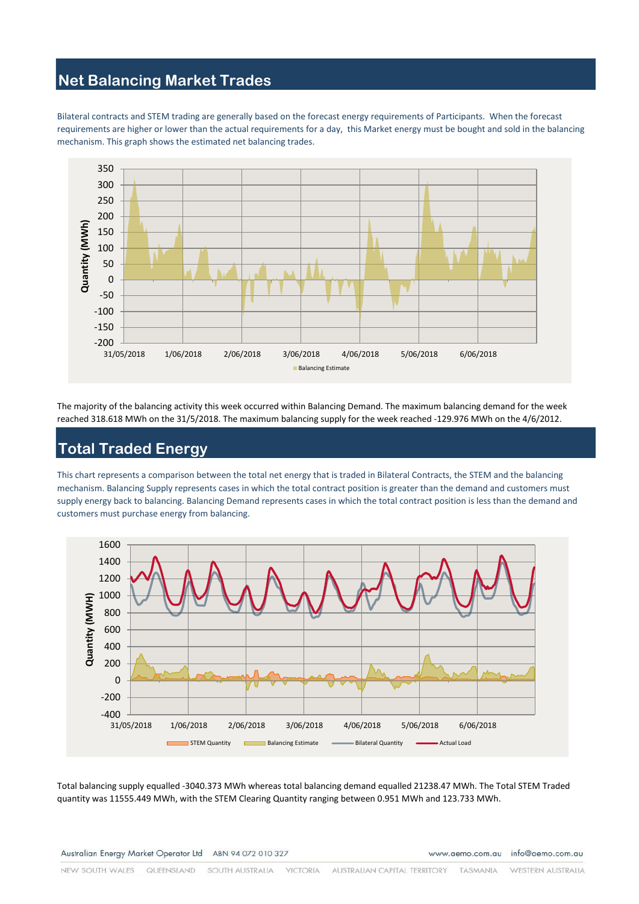## Net Balancing Market Trades

Bilateral contracts and STEM trading are generally based on the forecast energy requirements of Participants. When the forecast requirements are higher or lower than the actual requirements for a day, this Market energy must be bought and sold in the balancing mechanism. This graph shows the estimated net balancing trades.

The majority of the balancing activity this week occurred within Balancing Demand. The maximum balancing demand for the week reached 318.618 MWh on the 31/5/2018. The maximum balancing supply for the week reached -129.976 MWh on the 4/6/2012.

## Total Traded Energy

This chart represents a comparison between the total net energy that is traded in Bilateral Contracts, the STEM and the balancing mechanism. Balancing Supply represents cases in which the total contract position is greater than the demand and customers must supply energy back to balancing. Balancing Demand represents cases in which the total contract position is less than the demand and customers must purchase energy from balancing.

Total balancing supply equalled -3040.373 MWh whereas total balancing demand equalled 21238.47 MWh. The Total STEM Traded quantity was 11555.449 MWh, with the STEM Clearing Quantity ranging between 0.951 MWh and 123.733 MWh.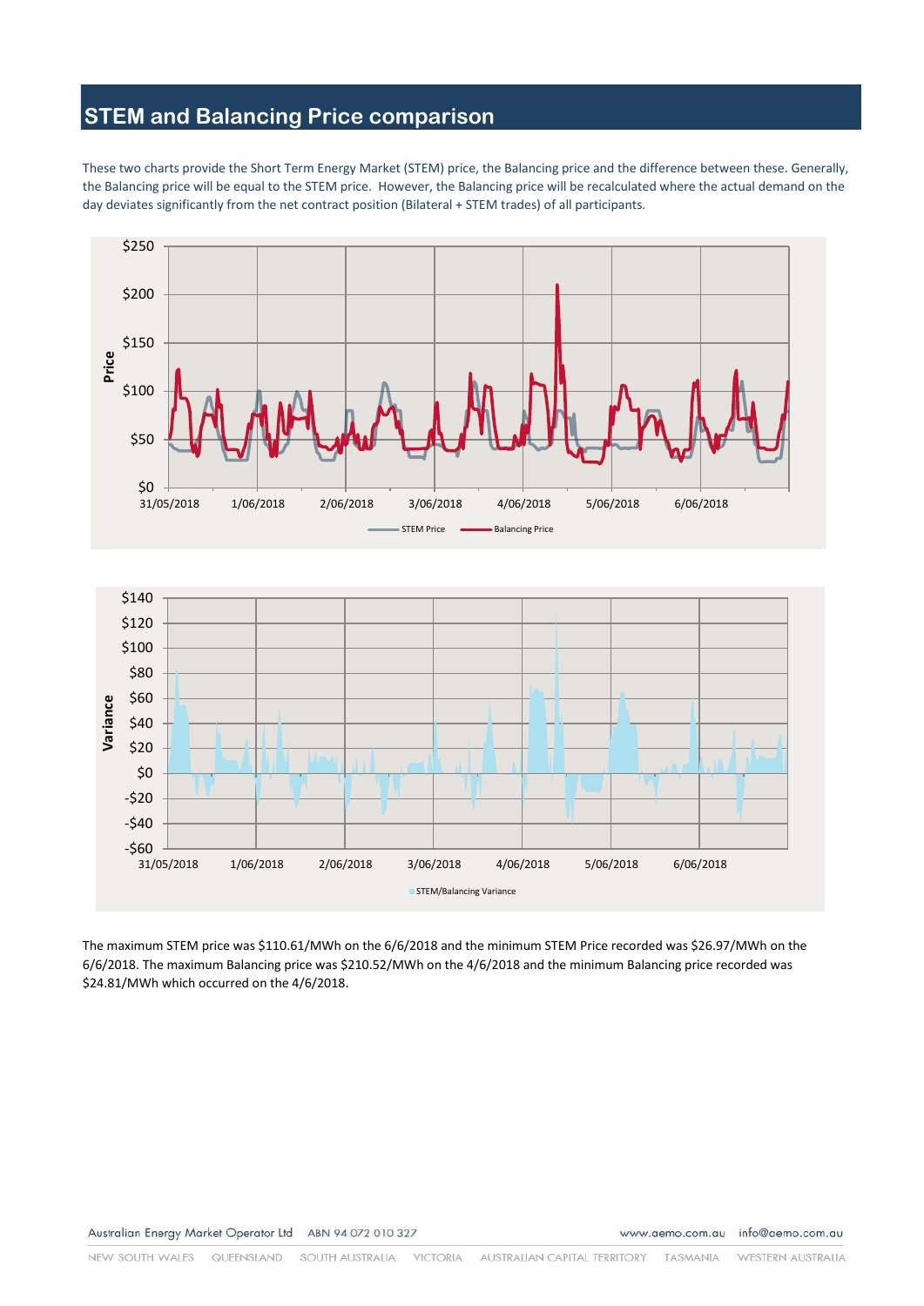## STEM and Balancing Price comparison

These two charts provide the Short Term Energy Market (STEM) price, the Balancing price and the difference between these. Generally, the Balancing price will be equal to the STEM price. However, the Balancing price will be recalculated where the actual demand on the day deviates significantly from the net contract position (Bilateral + STEM trades) of all participants.

Price

$250
$200
$150
$100
$50
$0

31/05/2018 1/06/2018 2/06/2018 3/06/2018 4/06/2018 5/06/2018 6/06/2018

STEM Price
Balancing Price

Variance

$140
$120
$100
$80
$60
$40
$20
$0
-$20
-$40
-$60

31/05/2018 1/06/2018 2/06/2018 3/06/2018 4/06/2018 5/06/2018 6/06/2018

STEM/Balancing Variance

The maximum STEM price was $110.61/MWh on the 6/6/2018 and the minimum STEM Price recorded was $26.97/MWh on the 6/6/2018. The maximum Balancing price was $210.52/MWh on the 4/6/2018 and the minimum Balancing price recorded was $24.81/MWh which occurred on the 4/6/2018.